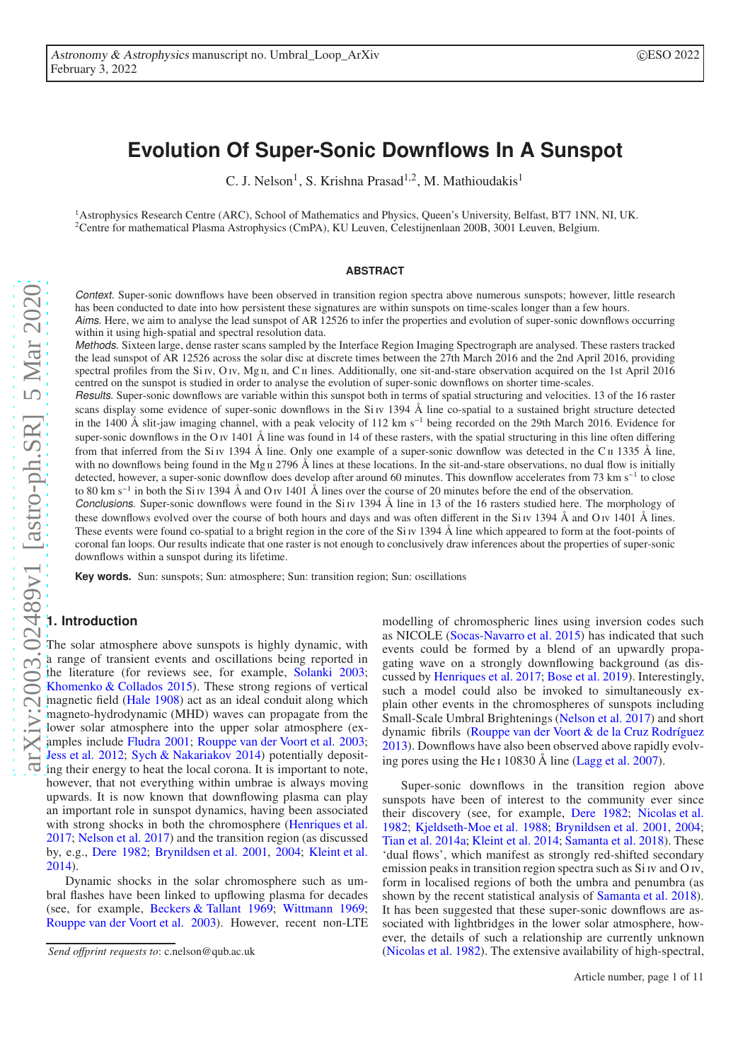# Evolution Of Super-Sonic Downflows In A Sunspot

C. J. Nelson[1], S. Krishna Prasad[1,2], M. Mathioudakis[1]

[1]Astrophysics Research Centre (ARC), School of Mathematics and Physics, Queen's University, Belfast, BT7 1NN, NI, UK.
[2]Centre for mathematical Plasma Astrophysics (CmPA), KU Leuven, Celestijnenlaan 200B, 3001 Leuven, Belgium.

February 3, 2022

## ABSTRACT

*Context.* Super-sonic downflows have been observed in transition region spectra above numerous sunspots; however, little research has been conducted to date into how persistent these signatures are within sunspots on time-scales longer than a few hours.

*Aims.* Here, we aim to analyse the lead sunspot of AR 12526 to infer the properties and evolution of super-sonic downflows occurring within it using high-spatial and spectral resolution data.

*Methods.* Sixteen large, dense raster scans sampled by the Interface Region Imaging Spectrograph are analysed. These rasters tracked the lead sunspot of AR 12526 across the solar disc at discrete times between the 27th March 2016 and the 2nd April 2016, providing spectral profiles from the Si IV, O IV, Mg II, and C II lines. Additionally, one sit-and-stare observation acquired on the 1st April 2016 centred on the sunspot is studied in order to analyse the evolution of super-sonic downflows on shorter time-scales.

*Results.* Super-sonic downflows are variable within this sunspot both in terms of spatial structuring and velocities. 13 of the 16 raster scans display some evidence of super-sonic downflows in the Si IV 1394 Å line co-spatial to a sustained bright structure detected in the 1400 Å slit-jaw imaging channel, with a peak velocity of 112 km s$^{-1}$ being recorded on the 29th March 2016. Evidence for super-sonic downflows in the O IV 1401 Å line was found in 14 of these rasters, with the spatial structuring in this line often differing from that inferred from the Si IV 1394 Å line. Only one example of a super-sonic downflow was detected in the C II 1335 Å line, with no downflows being found in the Mg II 2796 Å lines at these locations. In the sit-and-stare observations, no dual flow is initially detected, however, a super-sonic downflow does develop after around 60 minutes. This downflow accelerates from 73 km s$^{-1}$ to close to 80 km s$^{-1}$ in both the Si IV 1394 Å and O IV 1401 Å lines over the course of 20 minutes before the end of the observation.

*Conclusions.* Super-sonic downflows were found in the Si IV 1394 Å line in 13 of the 16 rasters studied here. The morphology of these downflows evolved over the course of both hours and days and was often different in the Si IV 1394 Å and O IV 1401 Å lines. These events were found co-spatial to a bright region in the core of the Si IV 1394 Å line which appeared to form at the foot-points of coronal fan loops. Our results indicate that one raster is not enough to conclusively draw inferences about the properties of super-sonic downflows within a sunspot during its lifetime.

**Key words.** Sun: sunspots; Sun: atmosphere; Sun: transition region; Sun: oscillations

## 1. Introduction

The solar atmosphere above sunspots is highly dynamic, with a range of transient events and oscillations being reported in the literature (for reviews see, for example, Solanki 2003; Khomenko & Collados 2015). These strong regions of vertical magnetic field (Hale 1908) act as an ideal conduit along which magneto-hydrodynamic (MHD) waves can propagate from the lower solar atmosphere into the upper solar atmosphere (examples include Fludra 2001; Rouppe van der Voort et al. 2003; Jess et al. 2012; Sych & Nakariakov 2014) potentially depositing their energy to heat the local corona. It is important to note, however, that not everything within umbrae is always moving upwards. It is now known that downflowing plasma can play an important role in sunspot dynamics, having been associated with strong shocks in both the chromosphere (Henriques et al. 2017; Nelson et al. 2017) and the transition region (as discussed by, e.g., Dere 1982; Brynildsen et al. 2001, 2004; Kleint et al. 2014).

Dynamic shocks in the solar chromosphere such as umbral flashes have been linked to upflowing plasma for decades (see, for example, Beckers & Tallant 1969; Wittmann 1969; Rouppe van der Voort et al. 2003). However, recent non-LTE modelling of chromospheric lines using inversion codes such as NICOLE (Socas-Navarro et al. 2015) has indicated that such events could be formed by a blend of an upwardly propagating wave on a strongly downflowing background (as discussed by Henriques et al. 2017; Bose et al. 2019). Interestingly, such a model could also be invoked to simultaneously explain other events in the chromospheres of sunspots including Small-Scale Umbral Brightenings (Nelson et al. 2017) and short dynamic fibrils (Rouppe van der Voort & de la Cruz Rodríguez 2013). Downflows have also been observed above rapidly evolving pores using the He I 10830 Å line (Lagg et al. 2007).

Super-sonic downflows in the transition region above sunspots have been of interest to the community ever since their discovery (see, for example, Dere 1982; Nicolas et al. 1982; Kjeldseth-Moe et al. 1988; Brynildsen et al. 2001, 2004; Tian et al. 2014a; Kleint et al. 2014; Samanta et al. 2018). These 'dual flows', which manifest as strongly red-shifted secondary emission peaks in transition region spectra such as Si IV and O IV, form in localised regions of both the umbra and penumbra (as shown by the recent statistical analysis of Samanta et al. 2018). It has been suggested that these super-sonic downflows are associated with lightbridges in the lower solar atmosphere, however, the details of such a relationship are currently unknown (Nicolas et al. 1982). The extensive availability of high-spectral,

*Send offprint requests to*: c.nelson@qub.ac.uk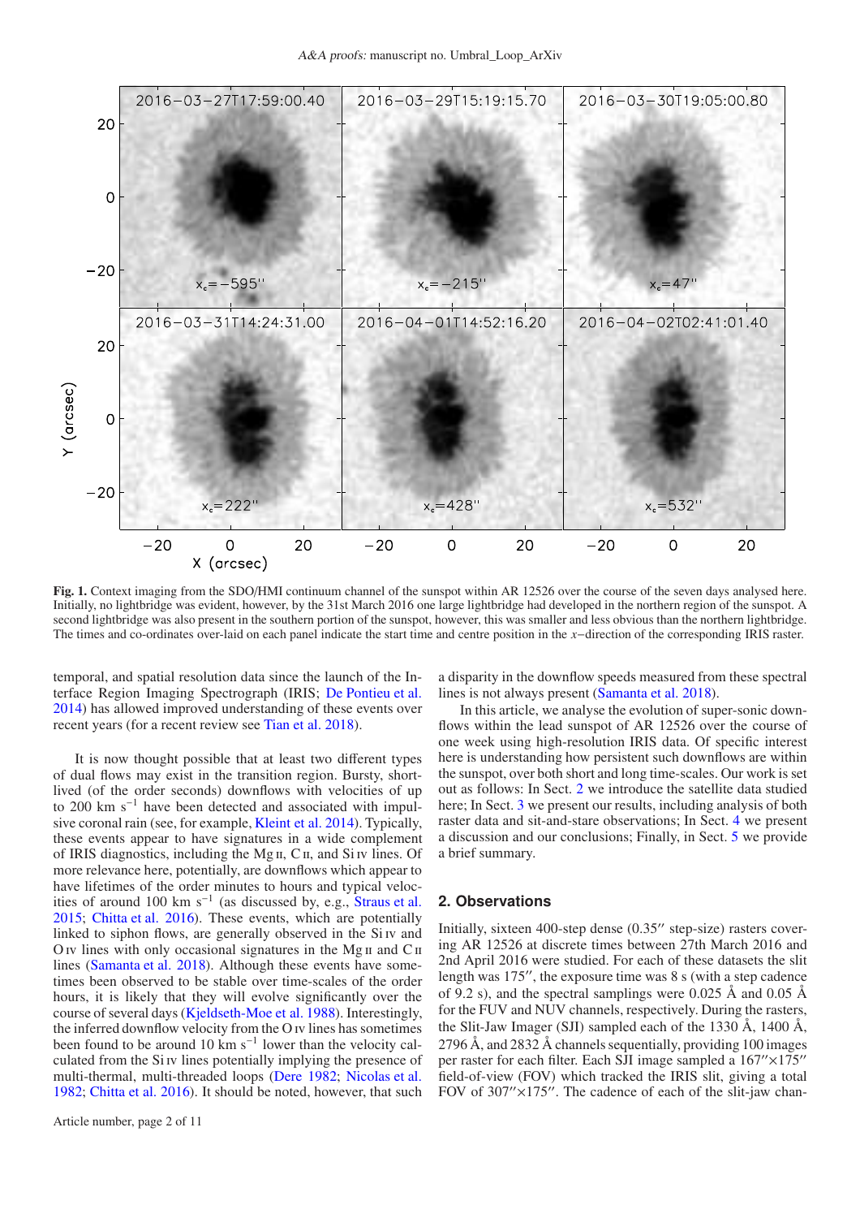**Fig. 1.** Context imaging from the SDO/HMI continuum channel of the sunspot within AR 12526 over the course of the seven days analysed here. Initially, no lightbridge was evident, however, by the 31st March 2016 one large lightbridge had developed in the northern region of the sunspot. A second lightbridge was also present in the southern portion of the sunspot, however, this was smaller and less obvious than the northern lightbridge. The times and co-ordinates over-laid on each panel indicate the start time and centre position in the $x$−direction of the corresponding IRIS raster.

temporal, and spatial resolution data since the launch of the Interface Region Imaging Spectrograph (IRIS; De Pontieu et al. 2014) has allowed improved understanding of these events over recent years (for a recent review see Tian et al. 2018).

It is now thought possible that at least two different types of dual flows may exist in the transition region. Bursty, short-lived (of the order seconds) downflows with velocities of up to 200 km s$^{-1}$ have been detected and associated with impulsive coronal rain (see, for example, Kleint et al. 2014). Typically, these events appear to have signatures in a wide complement of IRIS diagnostics, including the Mg II, C II, and Si IV lines. Of more relevance here, potentially, are downflows which appear to have lifetimes of the order minutes to hours and typical velocities of around 100 km s$^{-1}$ (as discussed by, e.g., Straus et al. 2015; Chitta et al. 2016). These events, which are potentially linked to siphon flows, are generally observed in the Si IV and O IV lines with only occasional signatures in the Mg II and C II lines (Samanta et al. 2018). Although these events have sometimes been observed to be stable over time-scales of the order hours, it is likely that they will evolve significantly over the course of several days (Kjeldseth-Moe et al. 1988). Interestingly, the inferred downflow velocity from the O IV lines has sometimes been found to be around 10 km s$^{-1}$ lower than the velocity calculated from the Si IV lines potentially implying the presence of multi-thermal, multi-threaded loops (Dere 1982; Nicolas et al. 1982; Chitta et al. 2016). It should be noted, however, that such a disparity in the downflow speeds measured from these spectral lines is not always present (Samanta et al. 2018).

In this article, we analyse the evolution of super-sonic downflows within the lead sunspot of AR 12526 over the course of one week using high-resolution IRIS data. Of specific interest here is understanding how persistent such downflows are within the sunspot, over both short and long time-scales. Our work is set out as follows: In Sect. 2 we introduce the satellite data studied here; In Sect. 3 we present our results, including analysis of both raster data and sit-and-stare observations; In Sect. 4 we present a discussion and our conclusions; Finally, in Sect. 5 we provide a brief summary.

## 2. Observations

Initially, sixteen 400-step dense (0.35″ step-size) rasters covering AR 12526 at discrete times between 27th March 2016 and 2nd April 2016 were studied. For each of these datasets the slit length was 175″, the exposure time was 8 s (with a step cadence of 9.2 s), and the spectral samplings were 0.025 Å and 0.05 Å for the FUV and NUV channels, respectively. During the rasters, the Slit-Jaw Imager (SJI) sampled each of the 1330 Å, 1400 Å, 2796 Å, and 2832 Å channels sequentially, providing 100 images per raster for each filter. Each SJI image sampled a 167″×175″ field-of-view (FOV) which tracked the IRIS slit, giving a total FOV of 307″×175″. The cadence of each of the slit-jaw chan-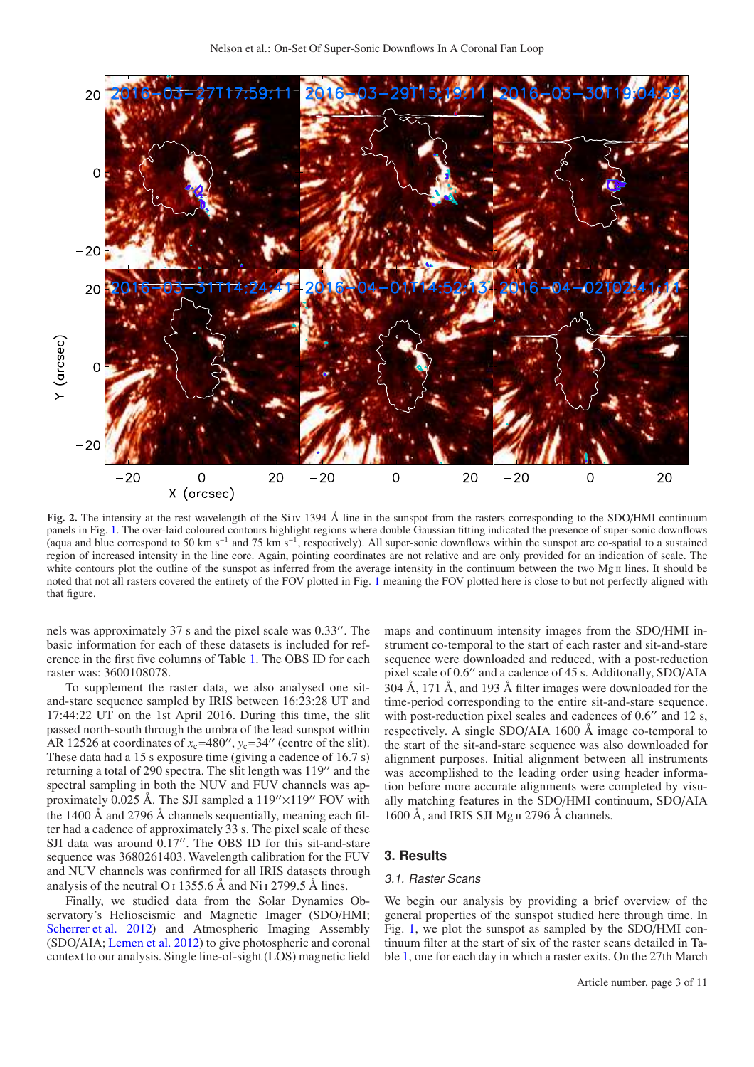**Fig. 2.** The intensity at the rest wavelength of the Si IV 1394 Å line in the sunspot from the rasters corresponding to the SDO/HMI continuum panels in Fig. 1. The over-laid coloured contours highlight regions where double Gaussian fitting indicated the presence of super-sonic downflows (aqua and blue correspond to 50 km s$^{-1}$ and 75 km s$^{-1}$, respectively). All super-sonic downflows within the sunspot are co-spatial to a sustained region of increased intensity in the line core. Again, pointing coordinates are not relative and are only provided for an indication of scale. The white contours plot the outline of the sunspot as inferred from the average intensity in the continuum between the two Mg II lines. It should be noted that not all rasters covered the entirety of the FOV plotted in Fig. 1 meaning the FOV plotted here is close to but not perfectly aligned with that figure.

nels was approximately 37 s and the pixel scale was 0.33″. The basic information for each of these datasets is included for reference in the first five columns of Table 1. The OBS ID for each raster was: 3600108078.

To supplement the raster data, we also analysed one sit-and-stare sequence sampled by IRIS between 16:23:28 UT and 17:44:22 UT on the 1st April 2016. During this time, the slit passed north-south through the umbra of the lead sunspot within AR 12526 at coordinates of $x_c$=480″, $y_c$=34″ (centre of the slit). These data had a 15 s exposure time (giving a cadence of 16.7 s) returning a total of 290 spectra. The slit length was 119″ and the spectral sampling in both the NUV and FUV channels was approximately 0.025 Å. The SJI sampled a 119″×119″ FOV with the 1400 Å and 2796 Å channels sequentially, meaning each filter had a cadence of approximately 33 s. The pixel scale of these SJI data was around 0.17″. The OBS ID for this sit-and-stare sequence was 3680261403. Wavelength calibration for the FUV and NUV channels was confirmed for all IRIS datasets through analysis of the neutral O I 1355.6 Å and Ni I 2799.5 Å lines.

Finally, we studied data from the Solar Dynamics Observatory's Helioseismic and Magnetic Imager (SDO/HMI; Scherrer et al. 2012) and Atmospheric Imaging Assembly (SDO/AIA; Lemen et al. 2012) to give photospheric and coronal context to our analysis. Single line-of-sight (LOS) magnetic field maps and continuum intensity images from the SDO/HMI instrument co-temporal to the start of each raster and sit-and-stare sequence were downloaded and reduced, with a post-reduction pixel scale of 0.6″ and a cadence of 45 s. Additonally, SDO/AIA 304 Å, 171 Å, and 193 Å filter images were downloaded for the time-period corresponding to the entire sit-and-stare sequence. with post-reduction pixel scales and cadences of 0.6″ and 12 s, respectively. A single SDO/AIA 1600 Å image co-temporal to the start of the sit-and-stare sequence was also downloaded for alignment purposes. Initial alignment between all instruments was accomplished to the leading order using header information before more accurate alignments were completed by visually matching features in the SDO/HMI continuum, SDO/AIA 1600 Å, and IRIS SJI Mg II 2796 Å channels.

## 3. Results

### 3.1. Raster Scans

We begin our analysis by providing a brief overview of the general properties of the sunspot studied here through time. In Fig. 1, we plot the sunspot as sampled by the SDO/HMI continuum filter at the start of six of the raster scans detailed in Table 1, one for each day in which a raster exits. On the 27th March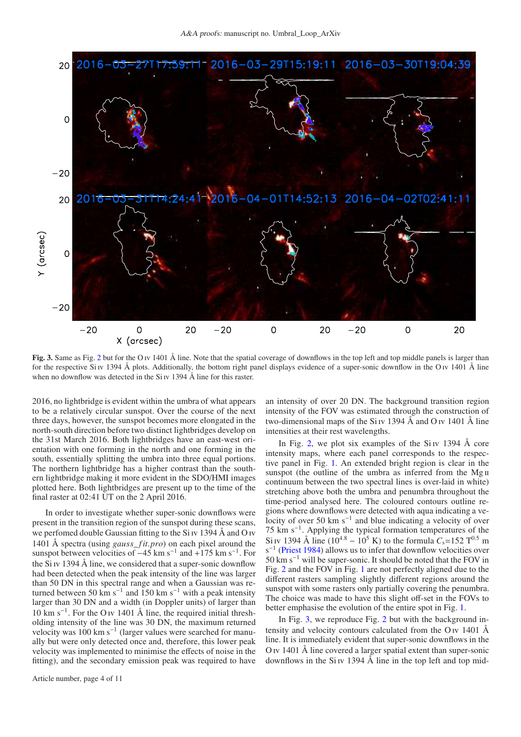Fig. 3. Same as Fig. 2 but for the O iv 1401 Å line. Note that the spatial coverage of downflows in the top left and top middle panels is larger than for the respective Si iv 1394 Å plots. Additionally, the bottom right panel displays evidence of a super-sonic downflow in the O iv 1401 Å line when no downflow was detected in the Si iv 1394 Å line for this raster.

2016, no lightbridge is evident within the umbra of what appears to be a relatively circular sunspot. Over the course of the next three days, however, the sunspot becomes more elongated in the north-south direction before two distinct lightbridges develop on the 31st March 2016. Both lightbridges have an east-west orientation with one forming in the north and one forming in the south, essentially splitting the umbra into three equal portions. The northern lightbridge has a higher contrast than the southern lightbridge making it more evident in the SDO/HMI images plotted here. Both lightbridges are present up to the time of the final raster at 02:41 UT on the 2 April 2016.

In order to investigate whether super-sonic downflows were present in the transition region of the sunspot during these scans, we perfomed double Gaussian fitting to the Si iv 1394 Å and O iv 1401 Å spectra (using *gauss_fit.pro*) on each pixel around the sunspot between velocities of $-45$ km s$^{-1}$ and $+175$ km s$^{-1}$. For the Si iv 1394 Å line, we considered that a super-sonic downflow had been detected when the peak intensity of the line was larger than 50 DN in this spectral range and when a Gaussian was returned between 50 km s$^{-1}$ and 150 km s$^{-1}$ with a peak intensity larger than 30 DN and a width (in Doppler units) of larger than 10 km s$^{-1}$. For the O iv 1401 Å line, the required initial thresholding intensity of the line was 30 DN, the maximum returned velocity was 100 km s$^{-1}$ (larger values were searched for manually but were only detected once and, therefore, this lower peak velocity was implemented to minimise the effects of noise in the fitting), and the secondary emission peak was required to have an intensity of over 20 DN. The background transition region intensity of the FOV was estimated through the construction of two-dimensional maps of the Si iv 1394 Å and O iv 1401 Å line intensities at their rest wavelengths.

In Fig. 2, we plot six examples of the Si iv 1394 Å core intensity maps, where each panel corresponds to the respective panel in Fig. 1. An extended bright region is clear in the sunspot (the outline of the umbra as inferred from the Mg ii continuum between the two spectral lines is over-laid in white) stretching above both the umbra and penumbra throughout the time-period analysed here. The coloured contours outline regions where downflows were detected with aqua indicating a velocity of over 50 km s$^{-1}$ and blue indicating a velocity of over 75 km s$^{-1}$. Applying the typical formation temperatures of the Si iv 1394 Å line ($10^{4.8}$ – $10^{5}$ K) to the formula $C_s$=152 $T^{0.5}$ m s$^{-1}$ (Priest 1984) allows us to infer that downflow velocities over 50 km s$^{-1}$ will be super-sonic. It should be noted that the FOV in Fig. 2 and the FOV in Fig. 1 are not perfectly aligned due to the different rasters sampling slightly different regions around the sunspot with some rasters only partially covering the penumbra. The choice was made to have this slight off-set in the FOVs to better emphasise the evolution of the entire spot in Fig. 1.

In Fig. 3, we reproduce Fig. 2 but with the background intensity and velocity contours calculated from the O iv 1401 Å line. It is immediately evident that super-sonic downflows in the O iv 1401 Å line covered a larger spatial extent than super-sonic downflows in the Si iv 1394 Å line in the top left and top mid-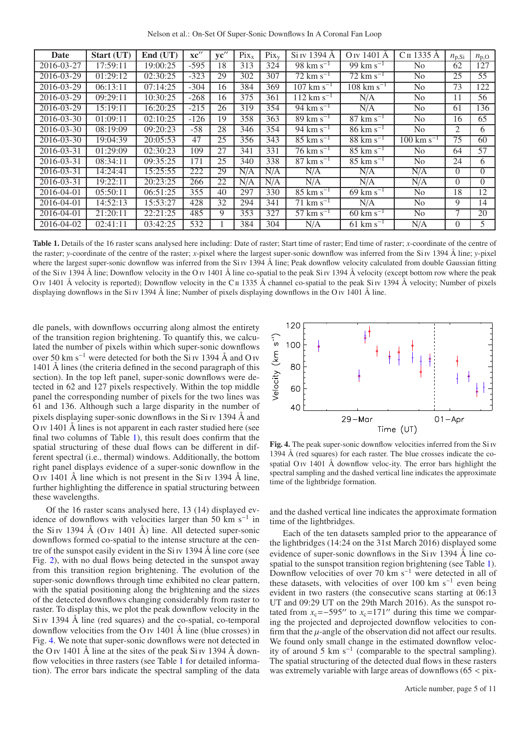| Date | Start (UT) | End (UT) | xc″ | yc″ | $\mathrm{Pix_x}$ | $\mathrm{Pix_y}$ | Si IV 1394 Å | O IV 1401 Å | C II 1335 Å | $n_{\mathrm{p,Si}}$ | $n_{\mathrm{p,O}}$ |
|---|---|---|---|---|---|---|---|---|---|---|---|
| 2016-03-27 | 17:59:11 | 19:00:25 | -595 | 18 | 313 | 324 | 98 km s$^{-1}$ | 99 km s$^{-1}$ | No | 62 | 127 |
| 2016-03-29 | 01:29:12 | 02:30:25 | -323 | 29 | 302 | 307 | 72 km s$^{-1}$ | 72 km s$^{-1}$ | No | 25 | 55 |
| 2016-03-29 | 06:13:11 | 07:14:25 | -304 | 16 | 384 | 369 | 107 km s$^{-1}$ | 108 km s$^{-1}$ | No | 73 | 122 |
| 2016-03-29 | 09:29:11 | 10:30:25 | -268 | 16 | 375 | 361 | 112 km s$^{-1}$ | N/A | No | 11 | 56 |
| 2016-03-29 | 15:19:11 | 16:20:25 | -215 | 26 | 319 | 354 | 94 km s$^{-1}$ | N/A | No | 61 | 136 |
| 2016-03-30 | 01:09:11 | 02:10:25 | -126 | 19 | 358 | 363 | 89 km s$^{-1}$ | 87 km s$^{-1}$ | No | 16 | 65 |
| 2016-03-30 | 08:19:09 | 09:20:23 | -58 | 28 | 346 | 354 | 94 km s$^{-1}$ | 86 km s$^{-1}$ | No | 2 | 6 |
| 2016-03-30 | 19:04:39 | 20:05:53 | 47 | 25 | 356 | 343 | 85 km s$^{-1}$ | 88 km s$^{-1}$ | 100 km s$^{-1}$ | 75 | 60 |
| 2016-03-31 | 01:29:09 | 02:30:23 | 109 | 27 | 341 | 331 | 76 km s$^{-1}$ | 85 km s$^{-1}$ | No | 64 | 57 |
| 2016-03-31 | 08:34:11 | 09:35:25 | 171 | 25 | 340 | 338 | 87 km s$^{-1}$ | 85 km s$^{-1}$ | No | 24 | 6 |
| 2016-03-31 | 14:24:41 | 15:25:55 | 222 | 29 | N/A | N/A | N/A | N/A | N/A | 0 | 0 |
| 2016-03-31 | 19:22:11 | 20:23:25 | 266 | 22 | N/A | N/A | N/A | N/A | N/A | 0 | 0 |
| 2016-04-01 | 05:50:11 | 06:51:25 | 355 | 40 | 297 | 330 | 85 km s$^{-1}$ | 69 km s$^{-1}$ | No | 18 | 12 |
| 2016-04-01 | 14:52:13 | 15:53:27 | 428 | 32 | 294 | 341 | 71 km s$^{-1}$ | N/A | No | 9 | 14 |
| 2016-04-01 | 21:20:11 | 22:21:25 | 485 | 9 | 353 | 327 | 57 km s$^{-1}$ | 60 km s$^{-1}$ | No | 7 | 20 |
| 2016-04-02 | 02:41:11 | 03:42:25 | 532 | 1 | 384 | 304 | N/A | 61 km s$^{-1}$ | N/A | 0 | 5 |

**Table 1.** Details of the 16 raster scans analysed here including: Date of raster; Start time of raster; End time of raster; *x*-coordinate of the centre of the raster; *y*-coordinate of the centre of the raster; *x*-pixel where the largest super-sonic downflow was inferred from the Si IV 1394 Å line; *y*-pixel where the largest super-sonic downflow was inferred from the Si IV 1394 Å line; Peak downflow velocity calculated from double Gaussian fitting of the Si IV 1394 Å line; Downflow velocity in the O IV 1401 Å line co-spatial to the peak Si IV 1394 Å velocity (except bottom row where the peak O IV 1401 Å velocity is reported); Downflow velocity in the C II 1335 Å channel co-spatial to the peak Si IV 1394 Å velocity; Number of pixels displaying downflows in the Si IV 1394 Å line; Number of pixels displaying downflows in the O IV 1401 Å line.

dle panels, with downflows occurring along almost the entirety of the transition region brightening. To quantify this, we calculated the number of pixels within which super-sonic downflows over 50 km s$^{-1}$ were detected for both the Si IV 1394 Å and O IV 1401 Å lines (the criteria defined in the second paragraph of this section). In the top left panel, super-sonic downflows were detected in 62 and 127 pixels respectively. Within the top middle panel the corresponding number of pixels for the two lines was 61 and 136. Although such a large disparity in the number of pixels displaying super-sonic downflows in the Si IV 1394 Å and O IV 1401 Å lines is not apparent in each raster studied here (see final two columns of Table 1), this result does confirm that the spatial structuring of these dual flows can be different in different spectral (i.e., thermal) windows. Additionally, the bottom right panel displays evidence of a super-sonic downflow in the O IV 1401 Å line which is not present in the Si IV 1394 Å line, further highlighting the difference in spatial structuring between these wavelengths.

Of the 16 raster scans analysed here, 13 (14) displayed evidence of downflows with velocities larger than 50 km s$^{-1}$ in the Si IV 1394 Å (O IV 1401 Å) line. All detected super-sonic downflows formed co-spatial to the intense structure at the centre of the sunspot easily evident in the Si IV 1394 Å line core (see Fig. 2), with no dual flows being detected in the sunspot away from this transition region brightening. The evolution of the super-sonic downflows through time exhibited no clear pattern, with the spatial positioning along the brightening and the sizes of the detected downflows changing considerably from raster to raster. To display this, we plot the peak downflow velocity in the Si IV 1394 Å line (red squares) and the co-spatial, co-temporal downflow velocities from the O IV 1401 Å line (blue crosses) in Fig. 4. We note that super-sonic downflows were not detected in the O IV 1401 Å line at the sites of the peak Si IV 1394 Å downflow velocities in three rasters (see Table 1 for detailed information). The error bars indicate the spectral sampling of the data and the dashed vertical line indicates the approximate formation time of the lightbridges.

**Fig. 4.** The peak super-sonic downflow velocities inferred from the Si IV 1394 Å (red squares) for each raster. The blue crosses indicate the co-spatial O IV 1401 Å downflow veloc-ity. The error bars highlight the spectral sampling and the dashed vertical line indicates the approximate time of the lightbridge formation.

Each of the ten datasets sampled prior to the appearance of the lightbridges (14:24 on the 31st March 2016) displayed some evidence of super-sonic downflows in the Si IV 1394 Å line co-spatial to the sunspot transition region brightening (see Table 1). Downflow velocities of over 70 km s$^{-1}$ were detected in all of these datasets, with velocities of over 100 km s$^{-1}$ even being evident in two rasters (the consecutive scans starting at 06:13 UT and 09:29 UT on the 29th March 2016). As the sunspot rotated from $x_c$=−595″ to $x_c$=171″ during this time we comparing the projected and deprojected downflow velocities to confirm that the $\mu$-angle of the observation did not affect our results. We found only small change in the estimated downflow velocity of around 5 km s$^{-1}$ (comparable to the spectral sampling). The spatial structuring of the detected dual flows in these rasters was extremely variable with large areas of downflows (65 < pix-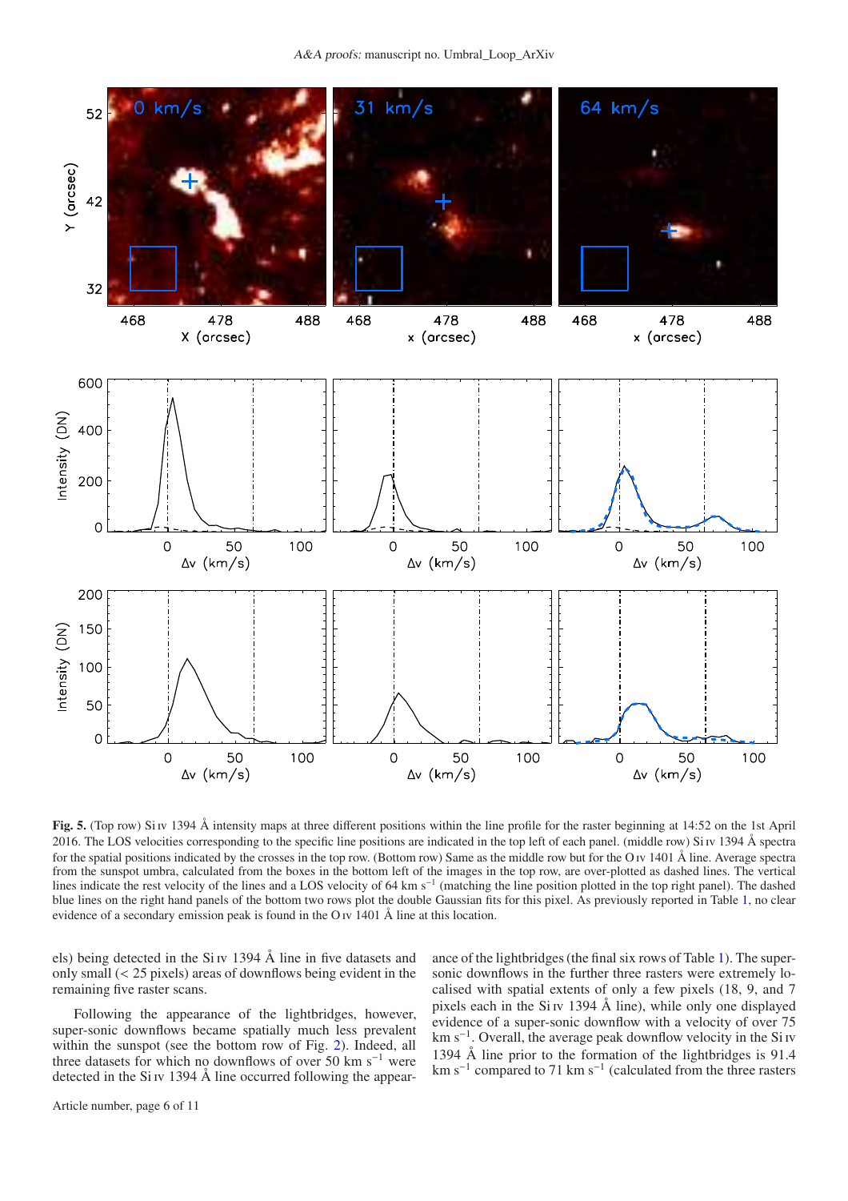**Fig. 5.** (Top row) Si IV 1394 Å intensity maps at three different positions within the line profile for the raster beginning at 14:52 on the 1st April 2016. The LOS velocities corresponding to the specific line positions are indicated in the top left of each panel. (middle row) Si IV 1394 Å spectra for the spatial positions indicated by the crosses in the top row. (Bottom row) Same as the middle row but for the O IV 1401 Å line. Average spectra from the sunspot umbra, calculated from the boxes in the bottom left of the images in the top row, are over-plotted as dashed lines. The vertical lines indicate the rest velocity of the lines and a LOS velocity of 64 km s$^{-1}$ (matching the line position plotted in the top right panel). The dashed blue lines on the right hand panels of the bottom two rows plot the double Gaussian fits for this pixel. As previously reported in Table 1, no clear evidence of a secondary emission peak is found in the O IV 1401 Å line at this location.

els) being detected in the Si IV 1394 Å line in five datasets and only small (< 25 pixels) areas of downflows being evident in the remaining five raster scans.

Following the appearance of the lightbridges, however, super-sonic downflows became spatially much less prevalent within the sunspot (see the bottom row of Fig. 2). Indeed, all three datasets for which no downflows of over 50 km s$^{-1}$ were detected in the Si IV 1394 Å line occurred following the appearance of the lightbridges (the final six rows of Table 1). The super-sonic downflows in the further three rasters were extremely localised with spatial extents of only a few pixels (18, 9, and 7 pixels each in the Si IV 1394 Å line), while only one displayed evidence of a super-sonic downflow with a velocity of over 75 km s$^{-1}$. Overall, the average peak downflow velocity in the Si IV 1394 Å line prior to the formation of the lightbridges is 91.4 km s$^{-1}$ compared to 71 km s$^{-1}$ (calculated from the three rasters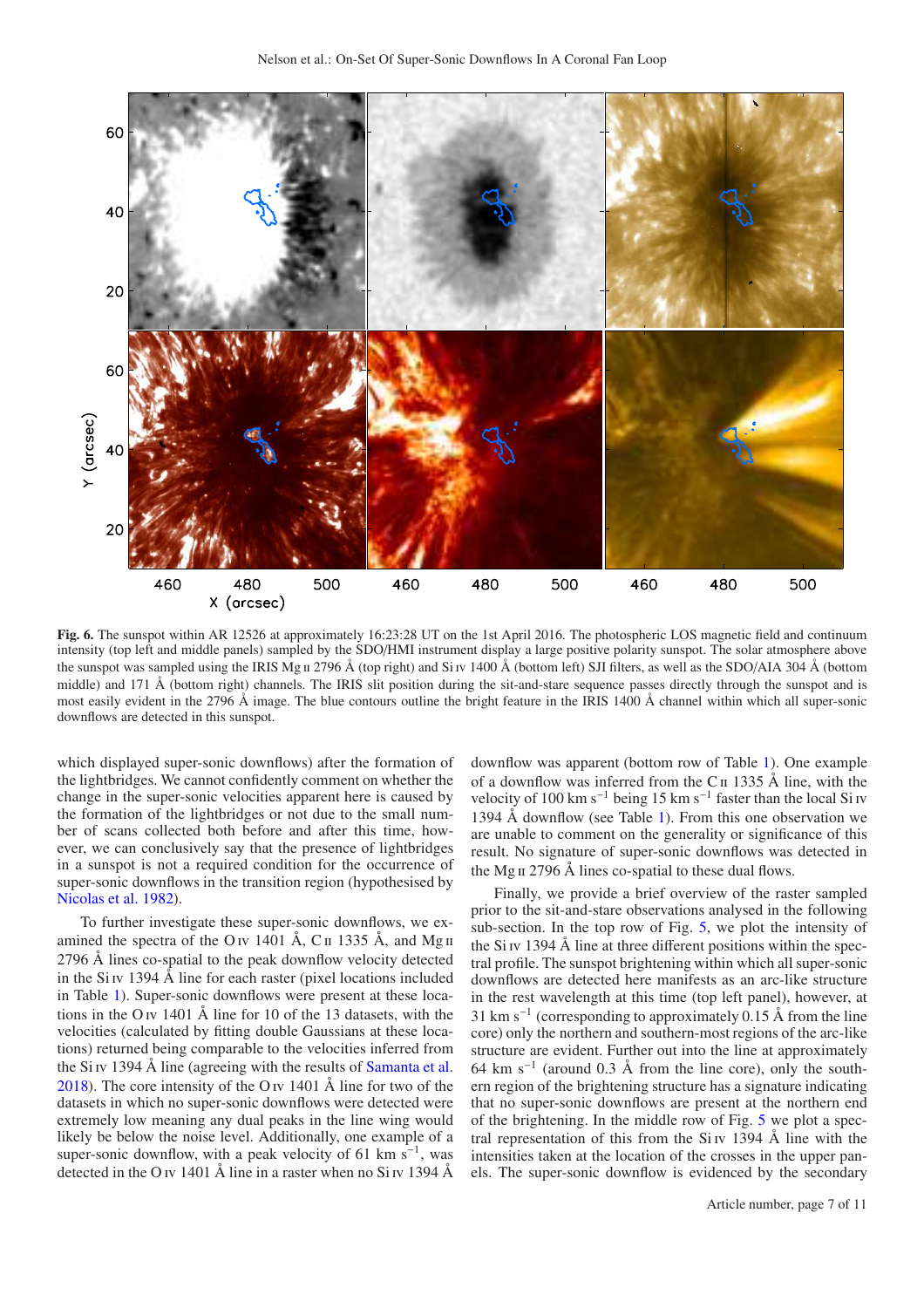**Fig. 6.** The sunspot within AR 12526 at approximately 16:23:28 UT on the 1st April 2016. The photospheric LOS magnetic field and continuum intensity (top left and middle panels) sampled by the SDO/HMI instrument display a large positive polarity sunspot. The solar atmosphere above the sunspot was sampled using the IRIS Mg ii 2796 Å (top right) and Si iv 1400 Å (bottom left) SJI filters, as well as the SDO/AIA 304 Å (bottom middle) and 171 Å (bottom right) channels. The IRIS slit position during the sit-and-stare sequence passes directly through the sunspot and is most easily evident in the 2796 Å image. The blue contours outline the bright feature in the IRIS 1400 Å channel within which all super-sonic downflows are detected in this sunspot.

which displayed super-sonic downflows) after the formation of the lightbridges. We cannot confidently comment on whether the change in the super-sonic velocities apparent here is caused by the formation of the lightbridges or not due to the small number of scans collected both before and after this time, however, we can conclusively say that the presence of lightbridges in a sunspot is not a required condition for the occurrence of super-sonic downflows in the transition region (hypothesised by Nicolas et al. 1982).

To further investigate these super-sonic downflows, we examined the spectra of the O iv 1401 Å, C ii 1335 Å, and Mg ii 2796 Å lines co-spatial to the peak downflow velocity detected in the Si iv 1394 Å line for each raster (pixel locations included in Table 1). Super-sonic downflows were present at these locations in the O iv 1401 Å line for 10 of the 13 datasets, with the velocities (calculated by fitting double Gaussians at these locations) returned being comparable to the velocities inferred from the Si iv 1394 Å line (agreeing with the results of Samanta et al. 2018). The core intensity of the O iv 1401 Å line for two of the datasets in which no super-sonic downflows were detected were extremely low meaning any dual peaks in the line wing would likely be below the noise level. Additionally, one example of a super-sonic downflow, with a peak velocity of 61 km s$^{-1}$, was detected in the O iv 1401 Å line in a raster when no Si iv 1394 Å downflow was apparent (bottom row of Table 1). One example of a downflow was inferred from the C ii 1335 Å line, with the velocity of 100 km s$^{-1}$ being 15 km s$^{-1}$ faster than the local Si iv 1394 Å downflow (see Table 1). From this one observation we are unable to comment on the generality or significance of this result. No signature of super-sonic downflows was detected in the Mg ii 2796 Å lines co-spatial to these dual flows.

Finally, we provide a brief overview of the raster sampled prior to the sit-and-stare observations analysed in the following sub-section. In the top row of Fig. 5, we plot the intensity of the Si iv 1394 Å line at three different positions within the spectral profile. The sunspot brightening within which all super-sonic downflows are detected here manifests as an arc-like structure in the rest wavelength at this time (top left panel), however, at 31 km s$^{-1}$ (corresponding to approximately 0.15 Å from the line core) only the northern and southern-most regions of the arc-like structure are evident. Further out into the line at approximately 64 km s$^{-1}$ (around 0.3 Å from the line core), only the southern region of the brightening structure has a signature indicating that no super-sonic downflows are present at the northern end of the brightening. In the middle row of Fig. 5 we plot a spectral representation of this from the Si iv 1394 Å line with the intensities taken at the location of the crosses in the upper panels. The super-sonic downflow is evidenced by the secondary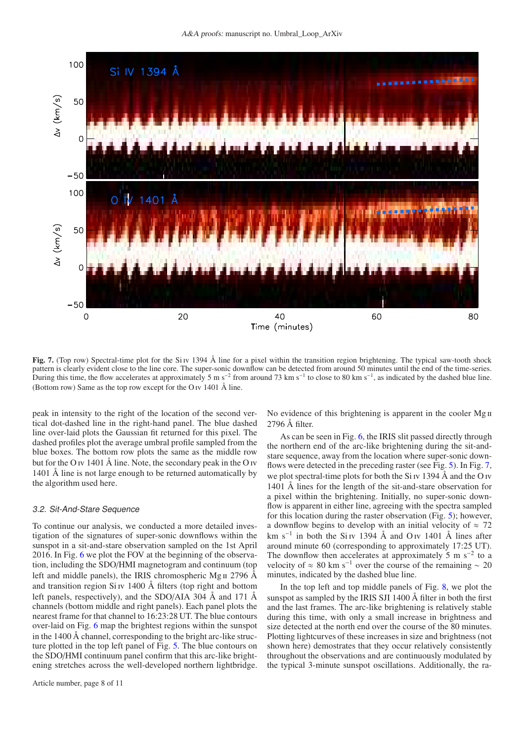Fig. 7. (Top row) Spectral-time plot for the Si IV 1394 Å line for a pixel within the transition region brightening. The typical saw-tooth shock pattern is clearly evident close to the line core. The super-sonic downflow can be detected from around 50 minutes until the end of the time-series. During this time, the flow accelerates at approximately 5 m s$^{-2}$ from around 73 km s$^{-1}$ to close to 80 km s$^{-1}$, as indicated by the dashed blue line. (Bottom row) Same as the top row except for the O IV 1401 Å line.

peak in intensity to the right of the location of the second vertical dot-dashed line in the right-hand panel. The blue dashed line over-laid plots the Gaussian fit returned for this pixel. The dashed profiles plot the average umbral profile sampled from the blue boxes. The bottom row plots the same as the middle row but for the O IV 1401 Å line. Note, the secondary peak in the O IV 1401 Å line is not large enough to be returned automatically by the algorithm used here.

### 3.2. Sit-And-Stare Sequence

To continue our analysis, we conducted a more detailed investigation of the signatures of super-sonic downflows within the sunspot in a sit-and-stare observation sampled on the 1st April 2016. In Fig. 6 we plot the FOV at the beginning of the observation, including the SDO/HMI magnetogram and continuum (top left and middle panels), the IRIS chromospheric Mg II 2796 Å and transition region Si IV 1400 Å filters (top right and bottom left panels, respectively), and the SDO/AIA 304 Å and 171 Å channels (bottom middle and right panels). Each panel plots the nearest frame for that channel to 16:23:28 UT. The blue contours over-laid on Fig. 6 map the brightest regions within the sunspot in the 1400 Å channel, corresponding to the bright arc-like structure plotted in the top left panel of Fig. 5. The blue contours on the SDO/HMI continuum panel confirm that this arc-like brightening stretches across the well-developed northern lightbridge. No evidence of this brightening is apparent in the cooler Mg II 2796 Å filter.

As can be seen in Fig. 6, the IRIS slit passed directly through the northern end of the arc-like brightening during the sit-and-stare sequence, away from the location where super-sonic downflows were detected in the preceding raster (see Fig. 5). In Fig. 7, we plot spectral-time plots for both the Si IV 1394 Å and the O IV 1401 Å lines for the length of the sit-and-stare observation for a pixel within the brightening. Initially, no super-sonic downflow is apparent in either line, agreeing with the spectra sampled for this location during the raster observation (Fig. 5); however, a downflow begins to develop with an initial velocity of ≈ 72 km s$^{-1}$ in both the Si IV 1394 Å and O IV 1401 Å lines after around minute 60 (corresponding to approximately 17:25 UT). The downflow then accelerates at approximately 5 m s$^{-2}$ to a velocity of ≈ 80 km s$^{-1}$ over the course of the remaining ~ 20 minutes, indicated by the dashed blue line.

In the top left and top middle panels of Fig. 8, we plot the sunspot as sampled by the IRIS SJI 1400 Å filter in both the first and the last frames. The arc-like brightening is relatively stable during this time, with only a small increase in brightness and size detected at the north end over the course of the 80 minutes. Plotting lightcurves of these increases in size and brightness (not shown here) demonstrates that they occur relatively consistently throughout the observations and are continuously modulated by the typical 3-minute sunspot oscillations. Additionally, the ra-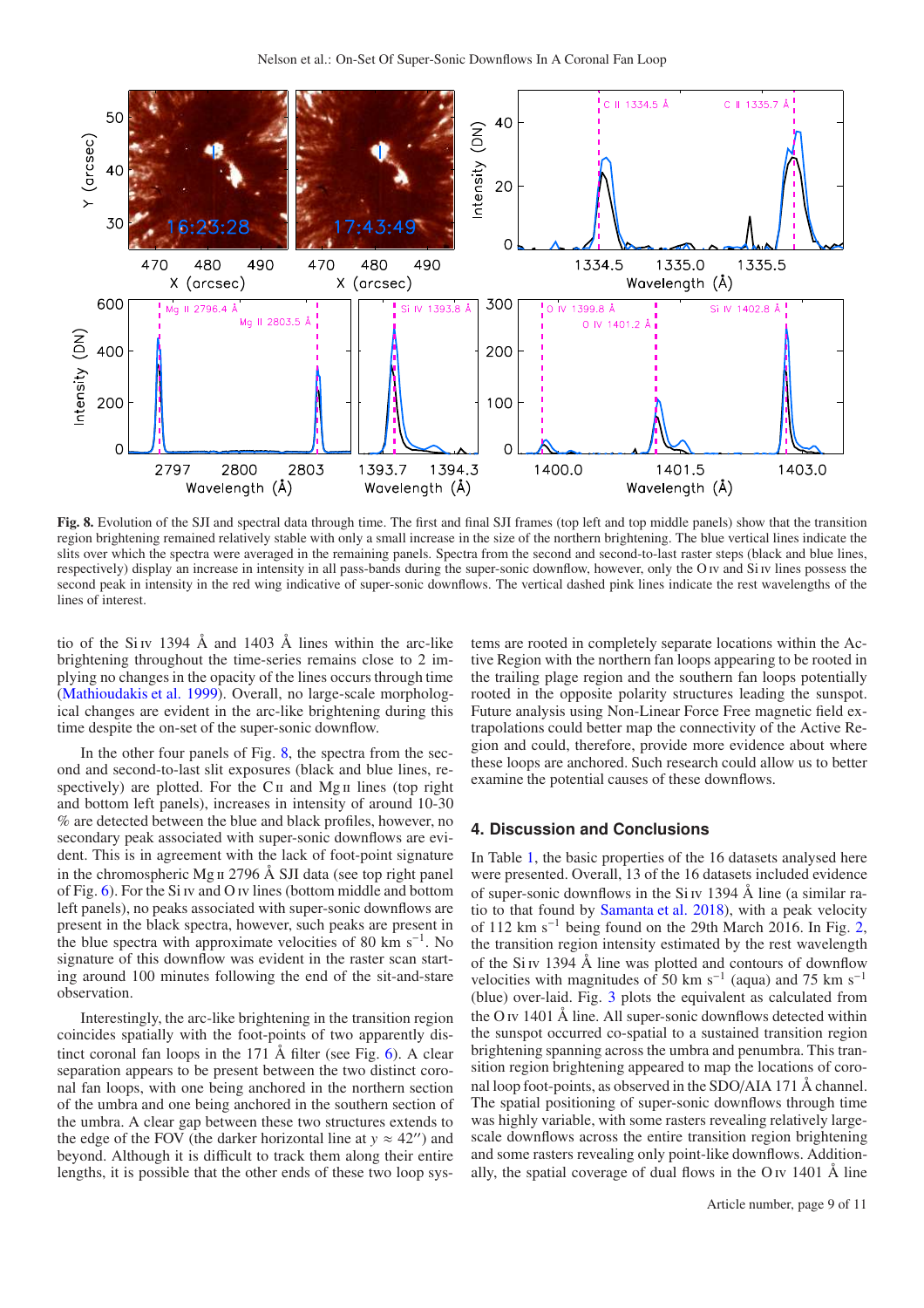Fig. 8. Evolution of the SJI and spectral data through time. The first and final SJI frames (top left and top middle panels) show that the transition region brightening remained relatively stable with only a small increase in the size of the northern brightening. The blue vertical lines indicate the slits over which the spectra were averaged in the remaining panels. Spectra from the second and second-to-last raster steps (black and blue lines, respectively) display an increase in intensity in all pass-bands during the super-sonic downflow, however, only the O iv and Si iv lines possess the second peak in intensity in the red wing indicative of super-sonic downflows. The vertical dashed pink lines indicate the rest wavelengths of the lines of interest.

tio of the Si iv 1394 Å and 1403 Å lines within the arc-like brightening throughout the time-series remains close to 2 implying no changes in the opacity of the lines occurs through time (Mathioudakis et al. 1999). Overall, no large-scale morphological changes are evident in the arc-like brightening during this time despite the on-set of the super-sonic downflow.

In the other four panels of Fig. 8, the spectra from the second and second-to-last slit exposures (black and blue lines, respectively) are plotted. For the C ii and Mg ii lines (top right and bottom left panels), increases in intensity of around 10-30 % are detected between the blue and black profiles, however, no secondary peak associated with super-sonic downflows are evident. This is in agreement with the lack of foot-point signature in the chromospheric Mg ii 2796 Å SJI data (see top right panel of Fig. 6). For the Si iv and O iv lines (bottom middle and bottom left panels), no peaks associated with super-sonic downflows are present in the black spectra, however, such peaks are present in the blue spectra with approximate velocities of 80 km s$^{-1}$. No signature of this downflow was evident in the raster scan starting around 100 minutes following the end of the sit-and-stare observation.

Interestingly, the arc-like brightening in the transition region coincides spatially with the foot-points of two apparently distinct coronal fan loops in the 171 Å filter (see Fig. 6). A clear separation appears to be present between the two distinct coronal fan loops, with one being anchored in the northern section of the umbra and one being anchored in the southern section of the umbra. A clear gap between these two structures extends to the edge of the FOV (the darker horizontal line at $y \approx 42''$) and beyond. Although it is difficult to track them along their entire lengths, it is possible that the other ends of these two loop systems are rooted in completely separate locations within the Active Region with the northern fan loops appearing to be rooted in the trailing plage region and the southern fan loops potentially rooted in the opposite polarity structures leading the sunspot. Future analysis using Non-Linear Force Free magnetic field extrapolations could better map the connectivity of the Active Region and could, therefore, provide more evidence about where these loops are anchored. Such research could allow us to better examine the potential causes of these downflows.

## 4. Discussion and Conclusions

In Table 1, the basic properties of the 16 datasets analysed here were presented. Overall, 13 of the 16 datasets included evidence of super-sonic downflows in the Si iv 1394 Å line (a similar ratio to that found by Samanta et al. 2018), with a peak velocity of 112 km s$^{-1}$ being found on the 29th March 2016. In Fig. 2, the transition region intensity estimated by the rest wavelength of the Si iv 1394 Å line was plotted and contours of downflow velocities with magnitudes of 50 km s$^{-1}$ (aqua) and 75 km s$^{-1}$ (blue) over-laid. Fig. 3 plots the equivalent as calculated from the O iv 1401 Å line. All super-sonic downflows detected within the sunspot occurred co-spatial to a sustained transition region brightening spanning across the umbra and penumbra. This transition region brightening appeared to map the locations of coronal loop foot-points, as observed in the SDO/AIA 171 Å channel. The spatial positioning of super-sonic downflows through time was highly variable, with some rasters revealing relatively large-scale downflows across the entire transition region brightening and some rasters revealing only point-like downflows. Additionally, the spatial coverage of dual flows in the O iv 1401 Å line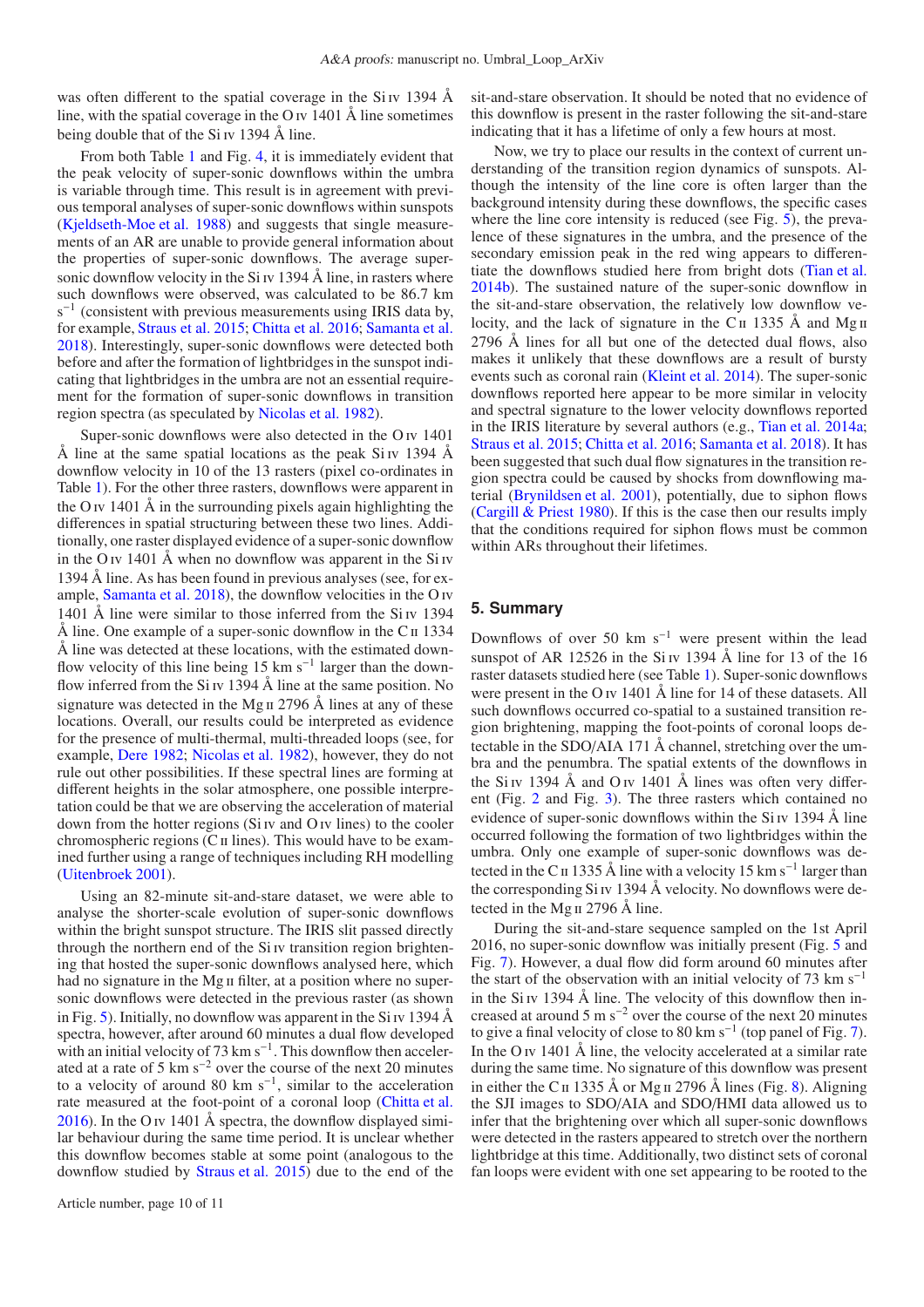was often different to the spatial coverage in the Si IV 1394 Å line, with the spatial coverage in the O IV 1401 Å line sometimes being double that of the Si IV 1394 Å line.

From both Table 1 and Fig. 4, it is immediately evident that the peak velocity of super-sonic downflows within the umbra is variable through time. This result is in agreement with previous temporal analyses of super-sonic downflows within sunspots (Kjeldseth-Moe et al. 1988) and suggests that single measurements of an AR are unable to provide general information about the properties of super-sonic downflows. The average super-sonic downflow velocity in the Si IV 1394 Å line, in rasters where such downflows were observed, was calculated to be 86.7 km $s^{-1}$ (consistent with previous measurements using IRIS data by, for example, Straus et al. 2015; Chitta et al. 2016; Samanta et al. 2018). Interestingly, super-sonic downflows were detected both before and after the formation of lightbridges in the sunspot indicating that lightbridges in the umbra are not an essential requirement for the formation of super-sonic downflows in transition region spectra (as speculated by Nicolas et al. 1982).

Super-sonic downflows were also detected in the O IV 1401 Å line at the same spatial locations as the peak Si IV 1394 Å downflow velocity in 10 of the 13 rasters (pixel co-ordinates in Table 1). For the other three rasters, downflows were apparent in the O IV 1401 Å in the surrounding pixels again highlighting the differences in spatial structuring between these two lines. Additionally, one raster displayed evidence of a super-sonic downflow in the O IV 1401 Å when no downflow was apparent in the Si IV 1394 Å line. As has been found in previous analyses (see, for example, Samanta et al. 2018), the downflow velocities in the O IV 1401 Å line were similar to those inferred from the Si IV 1394 Å line. One example of a super-sonic downflow in the C II 1334 Å line was detected at these locations, with the estimated downflow velocity of this line being 15 km $s^{-1}$ larger than the downflow inferred from the Si IV 1394 Å line at the same position. No signature was detected in the Mg II 2796 Å lines at any of these locations. Overall, our results could be interpreted as evidence for the presence of multi-thermal, multi-threaded loops (see, for example, Dere 1982; Nicolas et al. 1982), however, they do not rule out other possibilities. If these spectral lines are forming at different heights in the solar atmosphere, one possible interpretation could be that we are observing the acceleration of material down from the hotter regions (Si IV and O IV lines) to the cooler chromospheric regions (C II lines). This would have to be examined further using a range of techniques including RH modelling (Uitenbroek 2001).

Using an 82-minute sit-and-stare dataset, we were able to analyse the shorter-scale evolution of super-sonic downflows within the bright sunspot structure. The IRIS slit passed directly through the northern end of the Si IV transition region brightening that hosted the super-sonic downflows analysed here, which had no signature in the Mg II filter, at a position where no super-sonic downflows were detected in the previous raster (as shown in Fig. 5). Initially, no downflow was apparent in the Si IV 1394 Å spectra, however, after around 60 minutes a dual flow developed with an initial velocity of 73 km $s^{-1}$. This downflow then accelerated at a rate of 5 km $s^{-2}$ over the course of the next 20 minutes to a velocity of around 80 km $s^{-1}$, similar to the acceleration rate measured at the foot-point of a coronal loop (Chitta et al. 2016). In the O IV 1401 Å spectra, the downflow displayed similar behaviour during the same time period. It is unclear whether this downflow becomes stable at some point (analogous to the downflow studied by Straus et al. 2015) due to the end of the sit-and-stare observation. It should be noted that no evidence of this downflow is present in the raster following the sit-and-stare indicating that it has a lifetime of only a few hours at most.

Now, we try to place our results in the context of current understanding of the transition region dynamics of sunspots. Although the intensity of the line core is often larger than the background intensity during these downflows, the specific cases where the line core intensity is reduced (see Fig. 5), the prevalence of these signatures in the umbra, and the presence of the secondary emission peak in the red wing appears to differentiate the downflows studied here from bright dots (Tian et al. 2014b). The sustained nature of the super-sonic downflow in the sit-and-stare observation, the relatively low downflow velocity, and the lack of signature in the C II 1335 Å and Mg II 2796 Å lines for all but one of the detected dual flows, also makes it unlikely that these downflows are a result of bursty events such as coronal rain (Kleint et al. 2014). The super-sonic downflows reported here appear to be more similar in velocity and spectral signature to the lower velocity downflows reported in the IRIS literature by several authors (e.g., Tian et al. 2014a; Straus et al. 2015; Chitta et al. 2016; Samanta et al. 2018). It has been suggested that such dual flow signatures in the transition region spectra could be caused by shocks from downflowing material (Brynildsen et al. 2001), potentially, due to siphon flows (Cargill & Priest 1980). If this is the case then our results imply that the conditions required for siphon flows must be common within ARs throughout their lifetimes.

## 5. Summary

Downflows of over 50 km $s^{-1}$ were present within the lead sunspot of AR 12526 in the Si IV 1394 Å line for 13 of the 16 raster datasets studied here (see Table 1). Super-sonic downflows were present in the O IV 1401 Å line for 14 of these datasets. All such downflows occurred co-spatial to a sustained transition region brightening, mapping the foot-points of coronal loops detectable in the SDO/AIA 171 Å channel, stretching over the umbra and the penumbra. The spatial extents of the downflows in the Si IV 1394 Å and O IV 1401 Å lines was often very different (Fig. 2 and Fig. 3). The three rasters which contained no evidence of super-sonic downflows within the Si IV 1394 Å line occurred following the formation of two lightbridges within the umbra. Only one example of super-sonic downflows was detected in the C II 1335 Å line with a velocity 15 km $s^{-1}$ larger than the corresponding Si IV 1394 Å velocity. No downflows were detected in the Mg II 2796 Å line.

During the sit-and-stare sequence sampled on the 1st April 2016, no super-sonic downflow was initially present (Fig. 5 and Fig. 7). However, a dual flow did form around 60 minutes after the start of the observation with an initial velocity of 73 km $s^{-1}$ in the Si IV 1394 Å line. The velocity of this downflow then increased at around 5 m $s^{-2}$ over the course of the next 20 minutes to give a final velocity of close to 80 km $s^{-1}$ (top panel of Fig. 7). In the O IV 1401 Å line, the velocity accelerated at a similar rate during the same time. No signature of this downflow was present in either the C II 1335 Å or Mg II 2796 Å lines (Fig. 8). Aligning the SJI images to SDO/AIA and SDO/HMI data allowed us to infer that the brightening over which all super-sonic downflows were detected in the rasters appeared to stretch over the northern lightbridge at this time. Additionally, two distinct sets of coronal fan loops were evident with one set appearing to be rooted to the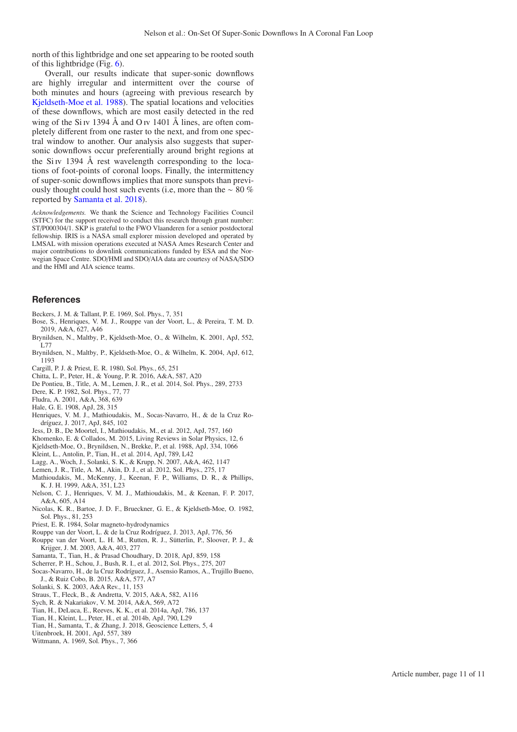north of this lightbridge and one set appearing to be rooted south of this lightbridge (Fig. 6).

Overall, our results indicate that super-sonic downflows are highly irregular and intermittent over the course of both minutes and hours (agreeing with previous research by Kjeldseth-Moe et al. 1988). The spatial locations and velocities of these downflows, which are most easily detected in the red wing of the Si IV 1394 Å and O IV 1401 Å lines, are often completely different from one raster to the next, and from one spectral window to another. Our analysis also suggests that super-sonic downflows occur preferentially around bright regions at the Si IV 1394 Å rest wavelength corresponding to the locations of foot-points of coronal loops. Finally, the intermittency of super-sonic downflows implies that more sunspots than previously thought could host such events (i.e, more than the $\sim 80$ % reported by Samanta et al. 2018).

*Acknowledgements.* We thank the Science and Technology Facilities Council (STFC) for the support received to conduct this research through grant number: ST/P000304/1. SKP is grateful to the FWO Vlaanderen for a senior postdoctoral fellowship. IRIS is a NASA small explorer mission developed and operated by LMSAL with mission operations executed at NASA Ames Research Center and major contributions to downlink communications funded by ESA and the Norwegian Space Centre. SDO/HMI and SDO/AIA data are courtesy of NASA/SDO and the HMI and AIA science teams.

## References

Beckers, J. M. & Tallant, P. E. 1969, Sol. Phys., 7, 351
Bose, S., Henriques, V. M. J., Rouppe van der Voort, L., & Pereira, T. M. D. 2019, A&A, 627, A46
Brynildsen, N., Maltby, P., Kjeldseth-Moe, O., & Wilhelm, K. 2001, ApJ, 552, L77
Brynildsen, N., Maltby, P., Kjeldseth-Moe, O., & Wilhelm, K. 2004, ApJ, 612, 1193
Cargill, P. J. & Priest, E. R. 1980, Sol. Phys., 65, 251
Chitta, L. P., Peter, H., & Young, P. R. 2016, A&A, 587, A20
De Pontieu, B., Title, A. M., Lemen, J. R., et al. 2014, Sol. Phys., 289, 2733
Dere, K. P. 1982, Sol. Phys., 77, 77
Fludra, A. 2001, A&A, 368, 639
Hale, G. E. 1908, ApJ, 28, 315
Henriques, V. M. J., Mathioudakis, M., Socas-Navarro, H., & de la Cruz Rodríguez, J. 2017, ApJ, 845, 102
Jess, D. B., De Moortel, I., Mathioudakis, M., et al. 2012, ApJ, 757, 160
Khomenko, E. & Collados, M. 2015, Living Reviews in Solar Physics, 12, 6
Kjeldseth-Moe, O., Brynildsen, N., Brekke, P., et al. 1988, ApJ, 334, 1066
Kleint, L., Antolin, P., Tian, H., et al. 2014, ApJ, 789, L42
Lagg, A., Woch, J., Solanki, S. K., & Krupp, N. 2007, A&A, 462, 1147
Lemen, J. R., Title, A. M., Akin, D. J., et al. 2012, Sol. Phys., 275, 17
Mathioudakis, M., McKenny, J., Keenan, F. P., Williams, D. R., & Phillips, K. J. H. 1999, A&A, 351, L23
Nelson, C. J., Henriques, V. M. J., Mathioudakis, M., & Keenan, F. P. 2017, A&A, 605, A14
Nicolas, K. R., Bartoe, J. D. F., Brueckner, G. E., & Kjeldseth-Moe, O. 1982, Sol. Phys., 81, 253
Priest, E. R. 1984, Solar magneto-hydrodynamics
Rouppe van der Voort, L. & de la Cruz Rodríguez, J. 2013, ApJ, 776, 56
Rouppe van der Voort, L. H. M., Rutten, R. J., Sütterlin, P., Sloover, P. J., & Krijger, J. M. 2003, A&A, 403, 277
Samanta, T., Tian, H., & Prasad Choudhary, D. 2018, ApJ, 859, 158
Scherrer, P. H., Schou, J., Bush, R. I., et al. 2012, Sol. Phys., 275, 207
Socas-Navarro, H., de la Cruz Rodríguez, J., Asensio Ramos, A., Trujillo Bueno, J., & Ruiz Cobo, B. 2015, A&A, 577, A7
Solanki, S. K. 2003, A&A Rev., 11, 153
Straus, T., Fleck, B., & Andretta, V. 2015, A&A, 582, A116
Sych, R. & Nakariakov, V. M. 2014, A&A, 569, A72
Tian, H., DeLuca, E., Reeves, K. K., et al. 2014a, ApJ, 786, 137
Tian, H., Kleint, L., Peter, H., et al. 2014b, ApJ, 790, L29
Tian, H., Samanta, T., & Zhang, J. 2018, Geoscience Letters, 5, 4
Uitenbroek, H. 2001, ApJ, 557, 389
Wittmann, A. 1969, Sol. Phys., 7, 366